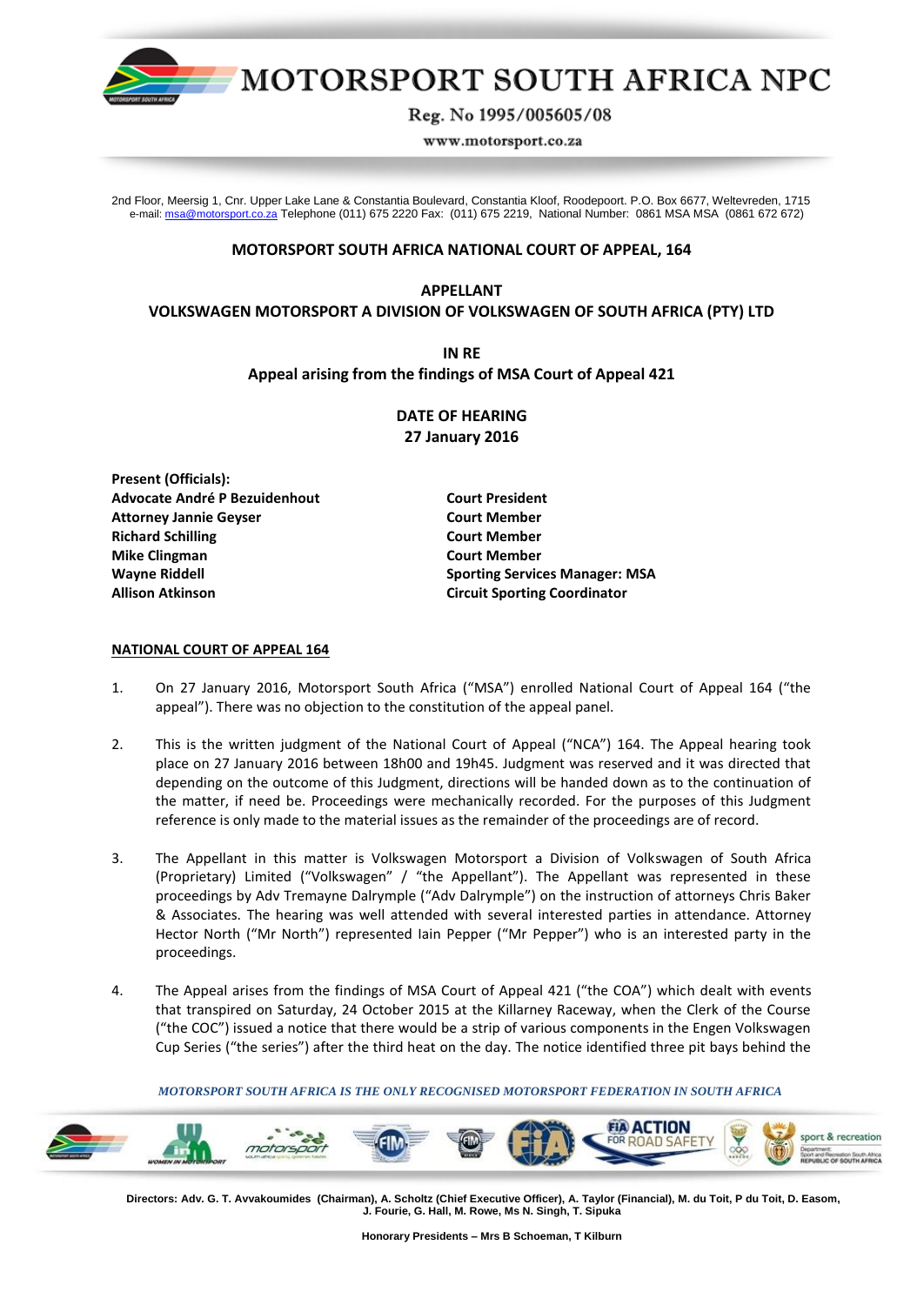# MOTORSPORT SOUTH AFRICA NPC

Reg. No 1995/005605/08

www.motorsport.co.za

2nd Floor, Meersig 1, Cnr. Upper Lake Lane & Constantia Boulevard, Constantia Kloof, Roodepoort. P.O. Box 6677, Weltevreden, 1715
e-mail: msa@motorsport.co.za Telephone (011) 675 2220 Fax: (011) 675 2219, National Number: 0861 MSA MSA (0861 672 672)

**MOTORSPORT SOUTH AFRICA NATIONAL COURT OF APPEAL, 164**

**APPELLANT**
**VOLKSWAGEN MOTORSPORT A DIVISION OF VOLKSWAGEN OF SOUTH AFRICA (PTY) LTD**

**IN RE**
**Appeal arising from the findings of MSA Court of Appeal 421**

**DATE OF HEARING**
**27 January 2016**

| **Present (Officials):** | |
|---|---|
| **Advocate André P Bezuidenhout** | **Court President** |
| **Attorney Jannie Geyser** | **Court Member** |
| **Richard Schilling** | **Court Member** |
| **Mike Clingman** | **Court Member** |
| **Wayne Riddell** | **Sporting Services Manager: MSA** |
| **Allison Atkinson** | **Circuit Sporting Coordinator** |

**NATIONAL COURT OF APPEAL 164**

1. On 27 January 2016, Motorsport South Africa ("MSA") enrolled National Court of Appeal 164 ("the appeal"). There was no objection to the constitution of the appeal panel.

2. This is the written judgment of the National Court of Appeal ("NCA") 164. The Appeal hearing took place on 27 January 2016 between 18h00 and 19h45. Judgment was reserved and it was directed that depending on the outcome of this Judgment, directions will be handed down as to the continuation of the matter, if need be. Proceedings were mechanically recorded. For the purposes of this Judgment reference is only made to the material issues as the remainder of the proceedings are of record.

3. The Appellant in this matter is Volkswagen Motorsport a Division of Volkswagen of South Africa (Proprietary) Limited ("Volkswagen" / "the Appellant"). The Appellant was represented in these proceedings by Adv Tremayne Dalrymple ("Adv Dalrymple") on the instruction of attorneys Chris Baker & Associates. The hearing was well attended with several interested parties in attendance. Attorney Hector North ("Mr North") represented Iain Pepper ("Mr Pepper") who is an interested party in the proceedings.

4. The Appeal arises from the findings of MSA Court of Appeal 421 ("the COA") which dealt with events that transpired on Saturday, 24 October 2015 at the Killarney Raceway, when the Clerk of the Course ("the COC") issued a notice that there would be a strip of various components in the Engen Volkswagen Cup Series ("the series") after the third heat on the day. The notice identified three pit bays behind the

*MOTORSPORT SOUTH AFRICA IS THE ONLY RECOGNISED MOTORSPORT FEDERATION IN SOUTH AFRICA*

Directors: Adv. G. T. Avvakoumides (Chairman), A. Scholtz (Chief Executive Officer), A. Taylor (Financial), M. du Toit, P du Toit, D. Easom, J. Fourie, G. Hall, M. Rowe, Ms N. Singh, T. Sipuka

Honorary Presidents – Mrs B Schoeman, T Kilburn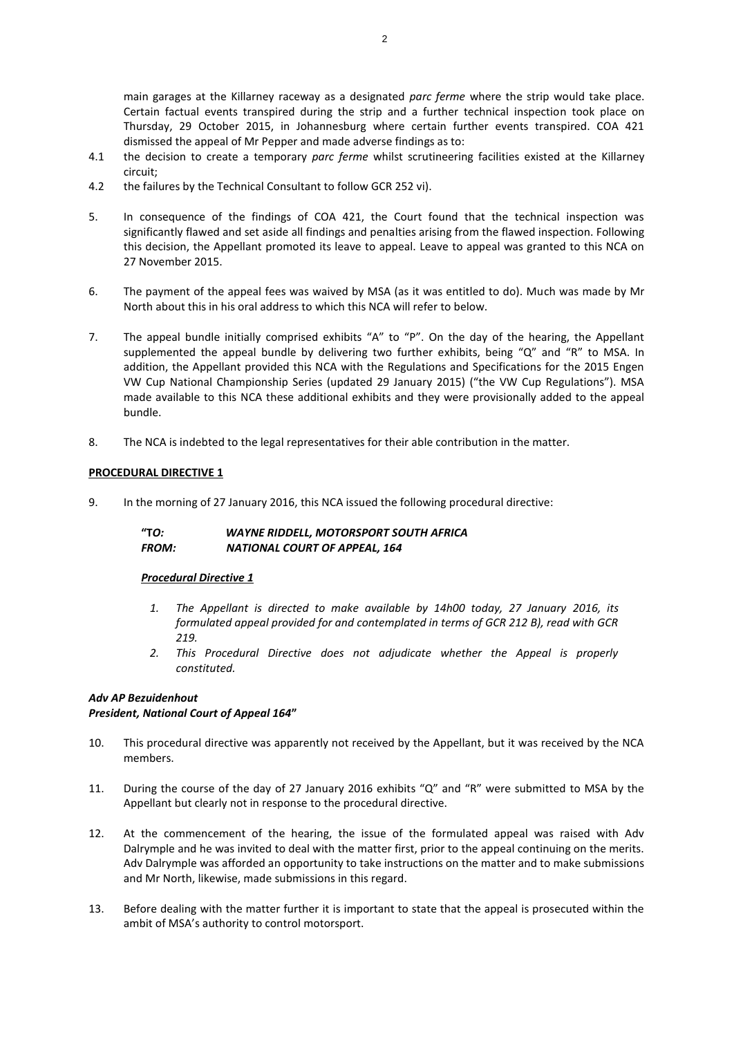main garages at the Killarney raceway as a designated *parc ferme* where the strip would take place. Certain factual events transpired during the strip and a further technical inspection took place on Thursday, 29 October 2015, in Johannesburg where certain further events transpired. COA 421 dismissed the appeal of Mr Pepper and made adverse findings as to:

4.1 the decision to create a temporary *parc ferme* whilst scrutineering facilities existed at the Killarney circuit;

4.2 the failures by the Technical Consultant to follow GCR 252 vi).

5. In consequence of the findings of COA 421, the Court found that the technical inspection was significantly flawed and set aside all findings and penalties arising from the flawed inspection. Following this decision, the Appellant promoted its leave to appeal. Leave to appeal was granted to this NCA on 27 November 2015.

6. The payment of the appeal fees was waived by MSA (as it was entitled to do). Much was made by Mr North about this in his oral address to which this NCA will refer to below.

7. The appeal bundle initially comprised exhibits "A" to "P". On the day of the hearing, the Appellant supplemented the appeal bundle by delivering two further exhibits, being "Q" and "R" to MSA. In addition, the Appellant provided this NCA with the Regulations and Specifications for the 2015 Engen VW Cup National Championship Series (updated 29 January 2015) ("the VW Cup Regulations"). MSA made available to this NCA these additional exhibits and they were provisionally added to the appeal bundle.

8. The NCA is indebted to the legal representatives for their able contribution in the matter.

**PROCEDURAL DIRECTIVE 1**

9. In the morning of 27 January 2016, this NCA issued the following procedural directive:

> **"*TO:*** ***WAYNE RIDDELL, MOTORSPORT SOUTH AFRICA***
> ***FROM:*** ***NATIONAL COURT OF APPEAL, 164***
>
> ***Procedural Directive 1***
>
> *1. The Appellant is directed to make available by 14h00 today, 27 January 2016, its formulated appeal provided for and contemplated in terms of GCR 212 B), read with GCR 219.*
> *2. This Procedural Directive does not adjudicate whether the Appeal is properly constituted.*
>
> ***Adv AP Bezuidenhout***
> ***President, National Court of Appeal 164*"**

10. This procedural directive was apparently not received by the Appellant, but it was received by the NCA members.

11. During the course of the day of 27 January 2016 exhibits "Q" and "R" were submitted to MSA by the Appellant but clearly not in response to the procedural directive.

12. At the commencement of the hearing, the issue of the formulated appeal was raised with Adv Dalrymple and he was invited to deal with the matter first, prior to the appeal continuing on the merits. Adv Dalrymple was afforded an opportunity to take instructions on the matter and to make submissions and Mr North, likewise, made submissions in this regard.

13. Before dealing with the matter further it is important to state that the appeal is prosecuted within the ambit of MSA's authority to control motorsport.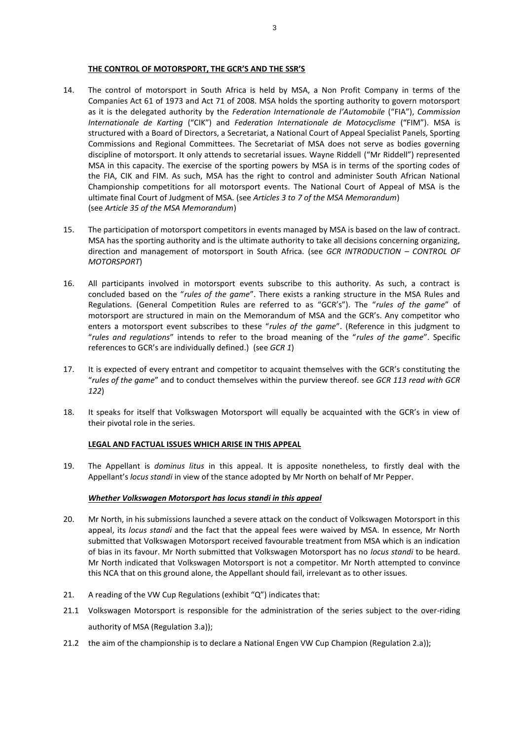## THE CONTROL OF MOTORSPORT, THE GCR'S AND THE SSR'S

14. The control of motorsport in South Africa is held by MSA, a Non Profit Company in terms of the Companies Act 61 of 1973 and Act 71 of 2008. MSA holds the sporting authority to govern motorsport as it is the delegated authority by the *Federation Internationale de l'Automobile* ("FIA"), *Commission Internationale de Karting* ("CIK") and *Federation Internationale de Motocyclisme* ("FIM"). MSA is structured with a Board of Directors, a Secretariat, a National Court of Appeal Specialist Panels, Sporting Commissions and Regional Committees. The Secretariat of MSA does not serve as bodies governing discipline of motorsport. It only attends to secretarial issues. Wayne Riddell ("Mr Riddell") represented MSA in this capacity. The exercise of the sporting powers by MSA is in terms of the sporting codes of the FIA, CIK and FIM. As such, MSA has the right to control and administer South African National Championship competitions for all motorsport events. The National Court of Appeal of MSA is the ultimate final Court of Judgment of MSA. (see *Articles 3 to 7 of the MSA Memorandum*) (see *Article 35 of the MSA Memorandum*)

15. The participation of motorsport competitors in events managed by MSA is based on the law of contract. MSA has the sporting authority and is the ultimate authority to take all decisions concerning organizing, direction and management of motorsport in South Africa. (see *GCR INTRODUCTION – CONTROL OF MOTORSPORT*)

16. All participants involved in motorsport events subscribe to this authority. As such, a contract is concluded based on the "*rules of the game*". There exists a ranking structure in the MSA Rules and Regulations. (General Competition Rules are referred to as "GCR's"). The "*rules of the game*" of motorsport are structured in main on the Memorandum of MSA and the GCR's. Any competitor who enters a motorsport event subscribes to these "*rules of the game*". (Reference in this judgment to "*rules and regulations*" intends to refer to the broad meaning of the "*rules of the game*". Specific references to GCR's are individually defined.) (see *GCR 1*)

17. It is expected of every entrant and competitor to acquaint themselves with the GCR's constituting the "*rules of the game*" and to conduct themselves within the purview thereof. see *GCR 113 read with GCR 122*)

18. It speaks for itself that Volkswagen Motorsport will equally be acquainted with the GCR's in view of their pivotal role in the series.

## LEGAL AND FACTUAL ISSUES WHICH ARISE IN THIS APPEAL

19. The Appellant is *dominus litus* in this appeal. It is apposite nonetheless, to firstly deal with the Appellant's *locus standi* in view of the stance adopted by Mr North on behalf of Mr Pepper.

### *Whether Volkswagen Motorsport has locus standi in this appeal*

20. Mr North, in his submissions launched a severe attack on the conduct of Volkswagen Motorsport in this appeal, its *locus standi* and the fact that the appeal fees were waived by MSA. In essence, Mr North submitted that Volkswagen Motorsport received favourable treatment from MSA which is an indication of bias in its favour. Mr North submitted that Volkswagen Motorsport has no *locus standi* to be heard. Mr North indicated that Volkswagen Motorsport is not a competitor. Mr North attempted to convince this NCA that on this ground alone, the Appellant should fail, irrelevant as to other issues.

21. A reading of the VW Cup Regulations (exhibit "Q") indicates that:

21.1 Volkswagen Motorsport is responsible for the administration of the series subject to the over-riding authority of MSA (Regulation 3.a));

21.2 the aim of the championship is to declare a National Engen VW Cup Champion (Regulation 2.a));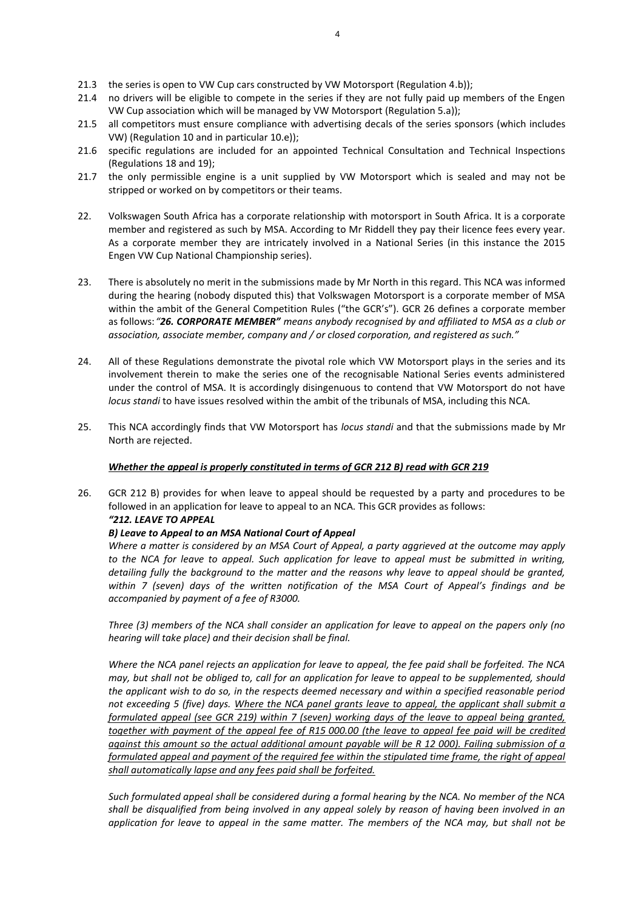21.3 the series is open to VW Cup cars constructed by VW Motorsport (Regulation 4.b));

21.4 no drivers will be eligible to compete in the series if they are not fully paid up members of the Engen VW Cup association which will be managed by VW Motorsport (Regulation 5.a));

21.5 all competitors must ensure compliance with advertising decals of the series sponsors (which includes VW) (Regulation 10 and in particular 10.e));

21.6 specific regulations are included for an appointed Technical Consultation and Technical Inspections (Regulations 18 and 19);

21.7 the only permissible engine is a unit supplied by VW Motorsport which is sealed and may not be stripped or worked on by competitors or their teams.

22. Volkswagen South Africa has a corporate relationship with motorsport in South Africa. It is a corporate member and registered as such by MSA. According to Mr Riddell they pay their licence fees every year. As a corporate member they are intricately involved in a National Series (in this instance the 2015 Engen VW Cup National Championship series).

23. There is absolutely no merit in the submissions made by Mr North in this regard. This NCA was informed during the hearing (nobody disputed this) that Volkswagen Motorsport is a corporate member of MSA within the ambit of the General Competition Rules ("the GCR's"). GCR 26 defines a corporate member as follows: *"**26. CORPORATE MEMBER"** means anybody recognised by and affiliated to MSA as a club or association, associate member, company and / or closed corporation, and registered as such."*

24. All of these Regulations demonstrate the pivotal role which VW Motorsport plays in the series and its involvement therein to make the series one of the recognisable National Series events administered under the control of MSA. It is accordingly disingenuous to contend that VW Motorsport do not have *locus standi* to have issues resolved within the ambit of the tribunals of MSA, including this NCA.

25. This NCA accordingly finds that VW Motorsport has *locus standi* and that the submissions made by Mr North are rejected.

***<u>Whether the appeal is properly constituted in terms of GCR 212 B) read with GCR 219</u>***

26. GCR 212 B) provides for when leave to appeal should be requested by a party and procedures to be followed in an application for leave to appeal to an NCA. This GCR provides as follows:

***"212. LEAVE TO APPEAL***

***B) Leave to Appeal to an MSA National Court of Appeal***

*Where a matter is considered by an MSA Court of Appeal, a party aggrieved at the outcome may apply to the NCA for leave to appeal. Such application for leave to appeal must be submitted in writing, detailing fully the background to the matter and the reasons why leave to appeal should be granted, within 7 (seven) days of the written notification of the MSA Court of Appeal's findings and be accompanied by payment of a fee of R3000.*

*Three (3) members of the NCA shall consider an application for leave to appeal on the papers only (no hearing will take place) and their decision shall be final.*

*Where the NCA panel rejects an application for leave to appeal, the fee paid shall be forfeited. The NCA may, but shall not be obliged to, call for an application for leave to appeal to be supplemented, should the applicant wish to do so, in the respects deemed necessary and within a specified reasonable period not exceeding 5 (five) days. <u>Where the NCA panel grants leave to appeal, the applicant shall submit a formulated appeal (see GCR 219) within 7 (seven) working days of the leave to appeal being granted, together with payment of the appeal fee of R15 000.00 (the leave to appeal fee paid will be credited against this amount so the actual additional amount payable will be R 12 000). Failing submission of a formulated appeal and payment of the required fee within the stipulated time frame, the right of appeal shall automatically lapse and any fees paid shall be forfeited.</u>*

*Such formulated appeal shall be considered during a formal hearing by the NCA. No member of the NCA shall be disqualified from being involved in any appeal solely by reason of having been involved in an application for leave to appeal in the same matter. The members of the NCA may, but shall not be*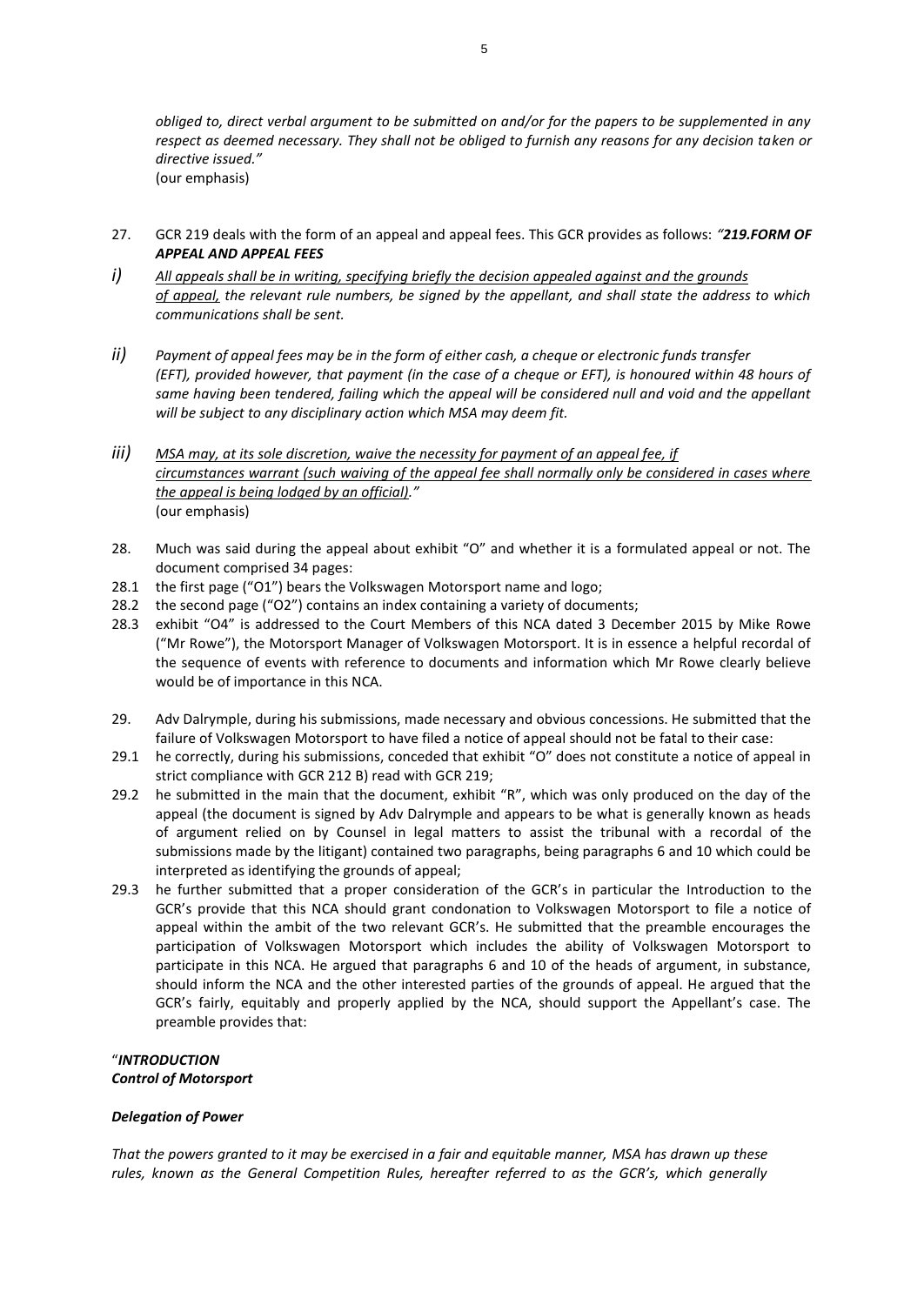*obliged to, direct verbal argument to be submitted on and/or for the papers to be supplemented in any respect as deemed necessary. They shall not be obliged to furnish any reasons for any decision taken or directive issued."*
(our emphasis)

27. GCR 219 deals with the form of an appeal and appeal fees. This GCR provides as follows: *"**219.FORM OF APPEAL AND APPEAL FEES***

*i)* *<u>All appeals shall be in writing, specifying briefly the decision appealed against and the grounds of appeal,</u> the relevant rule numbers, be signed by the appellant, and shall state the address to which communications shall be sent.*

*ii)* *Payment of appeal fees may be in the form of either cash, a cheque or electronic funds transfer (EFT), provided however, that payment (in the case of a cheque or EFT), is honoured within 48 hours of same having been tendered, failing which the appeal will be considered null and void and the appellant will be subject to any disciplinary action which MSA may deem fit.*

*iii)* *<u>MSA may, at its sole discretion, waive the necessity for payment of an appeal fee, if circumstances warrant (such waiving of the appeal fee shall normally only be considered in cases where the appeal is being lodged by an official).</u>"*
(our emphasis)

28. Much was said during the appeal about exhibit "O" and whether it is a formulated appeal or not. The document comprised 34 pages:

28.1 the first page ("O1") bears the Volkswagen Motorsport name and logo;

28.2 the second page ("O2") contains an index containing a variety of documents;

28.3 exhibit "O4" is addressed to the Court Members of this NCA dated 3 December 2015 by Mike Rowe ("Mr Rowe"), the Motorsport Manager of Volkswagen Motorsport. It is in essence a helpful recordal of the sequence of events with reference to documents and information which Mr Rowe clearly believe would be of importance in this NCA.

29. Adv Dalrymple, during his submissions, made necessary and obvious concessions. He submitted that the failure of Volkswagen Motorsport to have filed a notice of appeal should not be fatal to their case:

29.1 he correctly, during his submissions, conceded that exhibit "O" does not constitute a notice of appeal in strict compliance with GCR 212 B) read with GCR 219;

29.2 he submitted in the main that the document, exhibit "R", which was only produced on the day of the appeal (the document is signed by Adv Dalrymple and appears to be what is generally known as heads of argument relied on by Counsel in legal matters to assist the tribunal with a recordal of the submissions made by the litigant) contained two paragraphs, being paragraphs 6 and 10 which could be interpreted as identifying the grounds of appeal;

29.3 he further submitted that a proper consideration of the GCR's in particular the Introduction to the GCR's provide that this NCA should grant condonation to Volkswagen Motorsport to file a notice of appeal within the ambit of the two relevant GCR's. He submitted that the preamble encourages the participation of Volkswagen Motorsport which includes the ability of Volkswagen Motorsport to participate in this NCA. He argued that paragraphs 6 and 10 of the heads of argument, in substance, should inform the NCA and the other interested parties of the grounds of appeal. He argued that the GCR's fairly, equitably and properly applied by the NCA, should support the Appellant's case. The preamble provides that:

"***INTRODUCTION***
***Control of Motorsport***

***Delegation of Power***

*That the powers granted to it may be exercised in a fair and equitable manner, MSA has drawn up these rules, known as the General Competition Rules, hereafter referred to as the GCR's, which generally*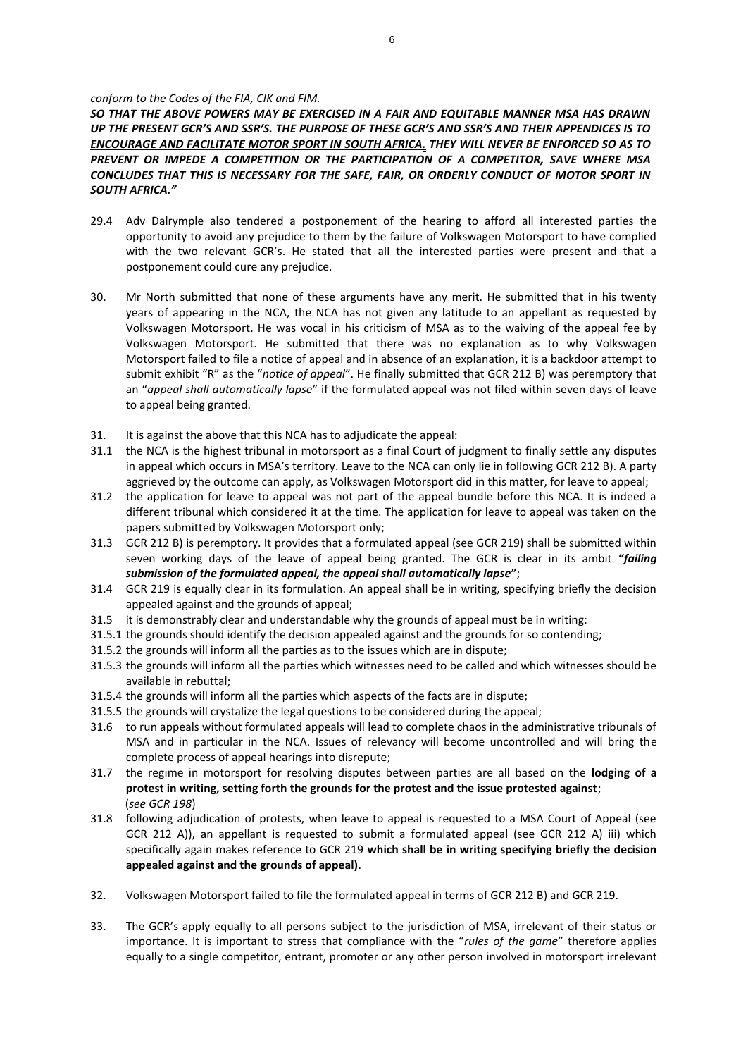*conform to the Codes of the FIA, CIK and FIM.*

***SO THAT THE ABOVE POWERS MAY BE EXERCISED IN A FAIR AND EQUITABLE MANNER MSA HAS DRAWN UP THE PRESENT GCR'S AND SSR'S. THE PURPOSE OF THESE GCR'S AND SSR'S AND THEIR APPENDICES IS TO ENCOURAGE AND FACILITATE MOTOR SPORT IN SOUTH AFRICA. THEY WILL NEVER BE ENFORCED SO AS TO PREVENT OR IMPEDE A COMPETITION OR THE PARTICIPATION OF A COMPETITOR, SAVE WHERE MSA CONCLUDES THAT THIS IS NECESSARY FOR THE SAFE, FAIR, OR ORDERLY CONDUCT OF MOTOR SPORT IN SOUTH AFRICA."***

29.4 Adv Dalrymple also tendered a postponement of the hearing to afford all interested parties the opportunity to avoid any prejudice to them by the failure of Volkswagen Motorsport to have complied with the two relevant GCR's. He stated that all the interested parties were present and that a postponement could cure any prejudice.

30. Mr North submitted that none of these arguments have any merit. He submitted that in his twenty years of appearing in the NCA, the NCA has not given any latitude to an appellant as requested by Volkswagen Motorsport. He was vocal in his criticism of MSA as to the waiving of the appeal fee by Volkswagen Motorsport. He submitted that there was no explanation as to why Volkswagen Motorsport failed to file a notice of appeal and in absence of an explanation, it is a backdoor attempt to submit exhibit "R" as the "*notice of appeal*". He finally submitted that GCR 212 B) was peremptory that an "*appeal shall automatically lapse*" if the formulated appeal was not filed within seven days of leave to appeal being granted.

31. It is against the above that this NCA has to adjudicate the appeal:

31.1 the NCA is the highest tribunal in motorsport as a final Court of judgment to finally settle any disputes in appeal which occurs in MSA's territory. Leave to the NCA can only lie in following GCR 212 B). A party aggrieved by the outcome can apply, as Volkswagen Motorsport did in this matter, for leave to appeal;

31.2 the application for leave to appeal was not part of the appeal bundle before this NCA. It is indeed a different tribunal which considered it at the time. The application for leave to appeal was taken on the papers submitted by Volkswagen Motorsport only;

31.3 GCR 212 B) is peremptory. It provides that a formulated appeal (see GCR 219) shall be submitted within seven working days of the leave of appeal being granted. The GCR is clear in its ambit **"*failing submission of the formulated appeal, the appeal shall automatically lapse*"**;

31.4 GCR 219 is equally clear in its formulation. An appeal shall be in writing, specifying briefly the decision appealed against and the grounds of appeal;

31.5 it is demonstrably clear and understandable why the grounds of appeal must be in writing:

31.5.1 the grounds should identify the decision appealed against and the grounds for so contending;

31.5.2 the grounds will inform all the parties as to the issues which are in dispute;

31.5.3 the grounds will inform all the parties which witnesses need to be called and which witnesses should be available in rebuttal;

31.5.4 the grounds will inform all the parties which aspects of the facts are in dispute;

31.5.5 the grounds will crystalize the legal questions to be considered during the appeal;

31.6 to run appeals without formulated appeals will lead to complete chaos in the administrative tribunals of MSA and in particular in the NCA. Issues of relevancy will become uncontrolled and will bring the complete process of appeal hearings into disrepute;

31.7 the regime in motorsport for resolving disputes between parties are all based on the **lodging of a protest in writing, setting forth the grounds for the protest and the issue protested against**; (*see GCR 198*)

31.8 following adjudication of protests, when leave to appeal is requested to a MSA Court of Appeal (see GCR 212 A)), an appellant is requested to submit a formulated appeal (see GCR 212 A) iii) which specifically again makes reference to GCR 219 **which shall be in writing specifying briefly the decision appealed against and the grounds of appeal)**.

32. Volkswagen Motorsport failed to file the formulated appeal in terms of GCR 212 B) and GCR 219.

33. The GCR's apply equally to all persons subject to the jurisdiction of MSA, irrelevant of their status or importance. It is important to stress that compliance with the "*rules of the game*" therefore applies equally to a single competitor, entrant, promoter or any other person involved in motorsport irrelevant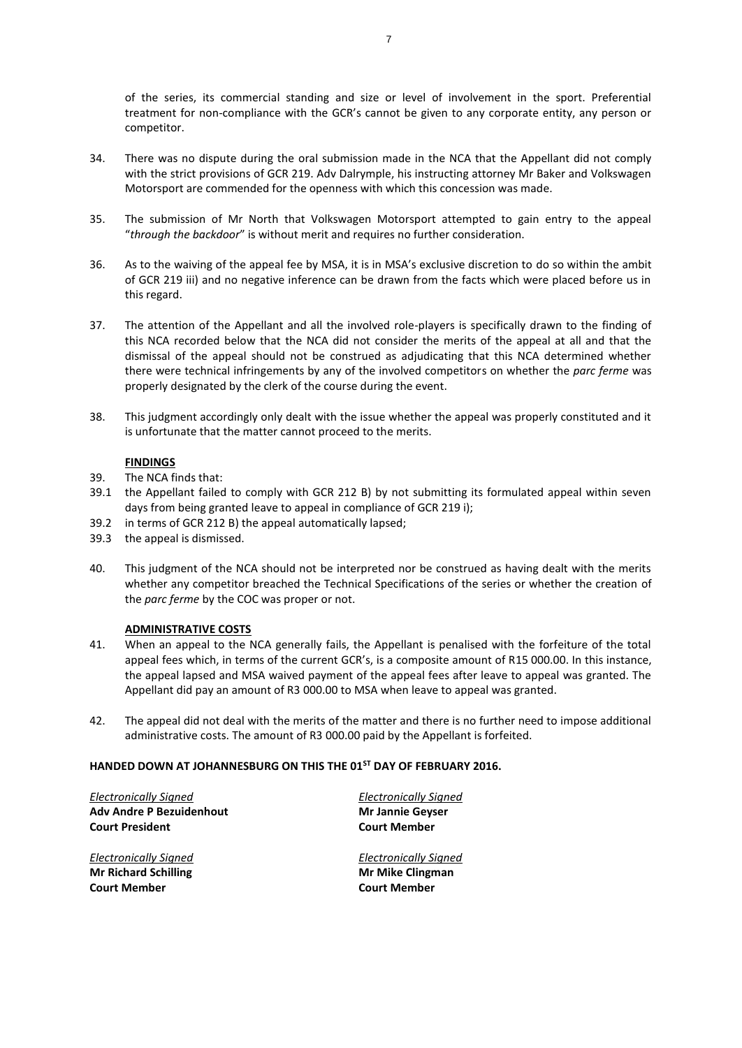of the series, its commercial standing and size or level of involvement in the sport. Preferential treatment for non-compliance with the GCR's cannot be given to any corporate entity, any person or competitor.

34. There was no dispute during the oral submission made in the NCA that the Appellant did not comply with the strict provisions of GCR 219. Adv Dalrymple, his instructing attorney Mr Baker and Volkswagen Motorsport are commended for the openness with which this concession was made.

35. The submission of Mr North that Volkswagen Motorsport attempted to gain entry to the appeal "*through the backdoor*" is without merit and requires no further consideration.

36. As to the waiving of the appeal fee by MSA, it is in MSA's exclusive discretion to do so within the ambit of GCR 219 iii) and no negative inference can be drawn from the facts which were placed before us in this regard.

37. The attention of the Appellant and all the involved role-players is specifically drawn to the finding of this NCA recorded below that the NCA did not consider the merits of the appeal at all and that the dismissal of the appeal should not be construed as adjudicating that this NCA determined whether there were technical infringements by any of the involved competitors on whether the *parc ferme* was properly designated by the clerk of the course during the event.

38. This judgment accordingly only dealt with the issue whether the appeal was properly constituted and it is unfortunate that the matter cannot proceed to the merits.

**FINDINGS**

39. The NCA finds that:

39.1 the Appellant failed to comply with GCR 212 B) by not submitting its formulated appeal within seven days from being granted leave to appeal in compliance of GCR 219 i);

39.2 in terms of GCR 212 B) the appeal automatically lapsed;

39.3 the appeal is dismissed.

40. This judgment of the NCA should not be interpreted nor be construed as having dealt with the merits whether any competitor breached the Technical Specifications of the series or whether the creation of the *parc ferme* by the COC was proper or not.

**ADMINISTRATIVE COSTS**

41. When an appeal to the NCA generally fails, the Appellant is penalised with the forfeiture of the total appeal fees which, in terms of the current GCR's, is a composite amount of R15 000.00. In this instance, the appeal lapsed and MSA waived payment of the appeal fees after leave to appeal was granted. The Appellant did pay an amount of R3 000.00 to MSA when leave to appeal was granted.

42. The appeal did not deal with the merits of the matter and there is no further need to impose additional administrative costs. The amount of R3 000.00 paid by the Appellant is forfeited.

**HANDED DOWN AT JOHANNESBURG ON THIS THE 01ST DAY OF FEBRUARY 2016.**

*Electronically Signed*
**Adv Andre P Bezuidenhout**
**Court President**

*Electronically Signed*
**Mr Jannie Geyser**
**Court Member**

*Electronically Signed*
**Mr Richard Schilling**
**Court Member**

*Electronically Signed*
**Mr Mike Clingman**
**Court Member**